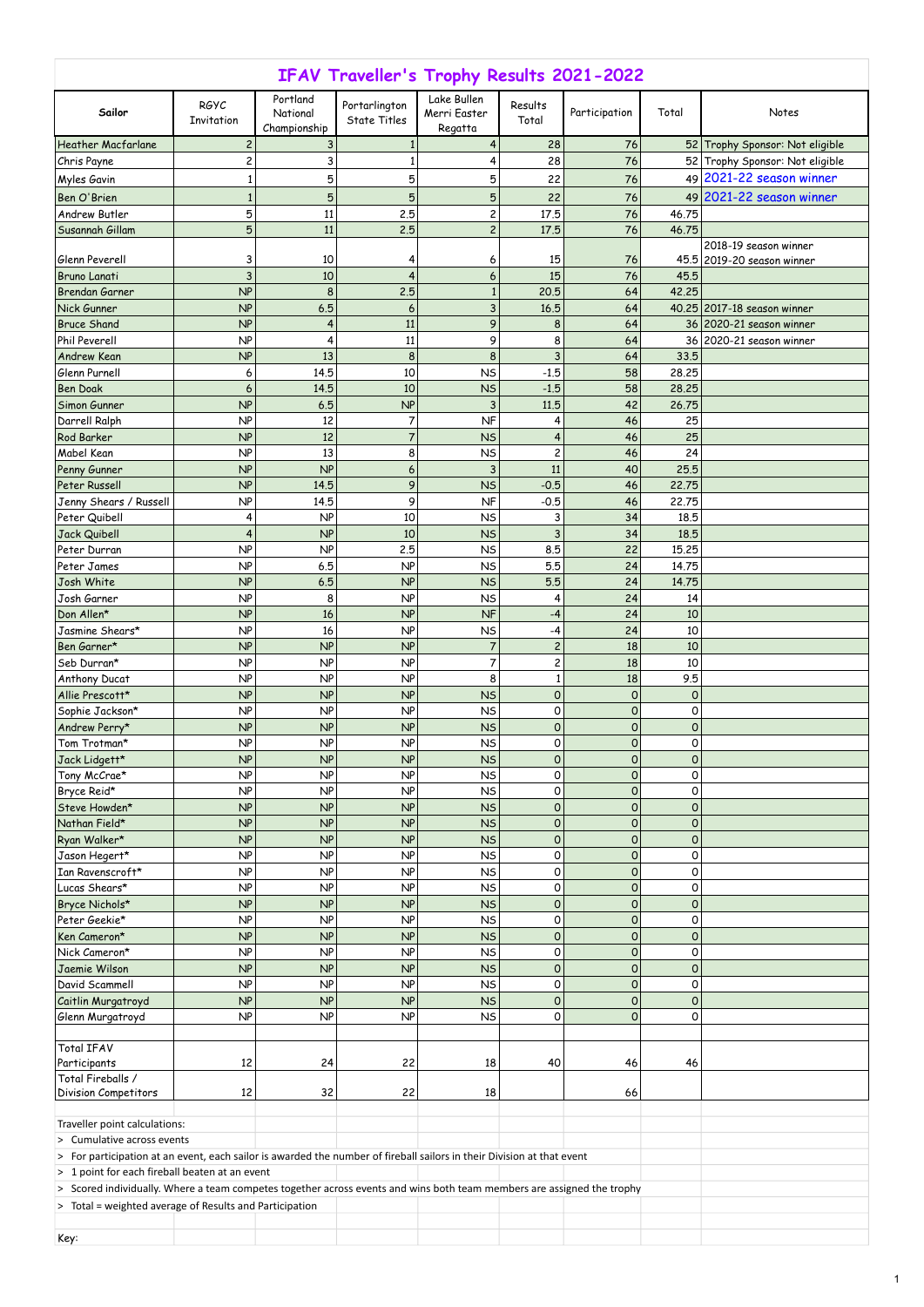# IFAV Traveller's Trophy Results 2021-2022

| Sailor | RGYC Invitation | Portland National Championship | Portarlington State Titles | Lake Bullen Merri Easter Regatta | Results Total | Participation | Total | Notes |
|---|---|---|---|---|---|---|---|---|
| Heather Macfarlane | 2 | 3 | 1 | 4 | 28 | 76 | 52 | Trophy Sponsor: Not eligible |
| Chris Payne | 2 | 3 | 1 | 4 | 28 | 76 | 52 | Trophy Sponsor: Not eligible |
| Myles Gavin | 1 | 5 | 5 | 5 | 22 | 76 | 49 | 2021-22 season winner |
| Ben O'Brien | 1 | 5 | 5 | 5 | 22 | 76 | 49 | 2021-22 season winner |
| Andrew Butler | 5 | 11 | 2.5 | 2 | 17.5 | 76 | 46.75 | |
| Susannah Gillam | 5 | 11 | 2.5 | 2 | 17.5 | 76 | 46.75 | |
| Glenn Peverell | 3 | 10 | 4 | 6 | 15 | 76 | 45.5 | 2018-19 season winner 2019-20 season winner |
| Bruno Lanati | 3 | 10 | 4 | 6 | 15 | 76 | 45.5 | |
| Brendan Garner | NP | 8 | 2.5 | 1 | 20.5 | 64 | 42.25 | |
| Nick Gunner | NP | 6.5 | 6 | 3 | 16.5 | 64 | 40.25 | 2017-18 season winner |
| Bruce Shand | NP | 4 | 11 | 9 | 8 | 64 | 36 | 2020-21 season winner |
| Phil Peverell | NP | 4 | 11 | 9 | 8 | 64 | 36 | 2020-21 season winner |
| Andrew Kean | NP | 13 | 8 | 8 | 3 | 64 | 33.5 | |
| Glenn Purnell | 6 | 14.5 | 10 | NS | -1.5 | 58 | 28.25 | |
| Ben Doak | 6 | 14.5 | 10 | NS | -1.5 | 58 | 28.25 | |
| Simon Gunner | NP | 6.5 | NP | 3 | 11.5 | 42 | 26.75 | |
| Darrell Ralph | NP | 12 | 7 | NF | 4 | 46 | 25 | |
| Rod Barker | NP | 12 | 7 | NS | 4 | 46 | 25 | |
| Mabel Kean | NP | 13 | 8 | NS | 2 | 46 | 24 | |
| Penny Gunner | NP | NP | 6 | 3 | 11 | 40 | 25.5 | |
| Peter Russell | NP | 14.5 | 9 | NS | -0.5 | 46 | 22.75 | |
| Jenny Shears / Russell | NP | 14.5 | 9 | NF | -0.5 | 46 | 22.75 | |
| Peter Quibell | 4 | NP | 10 | NS | 3 | 34 | 18.5 | |
| Jack Quibell | 4 | NP | 10 | NS | 3 | 34 | 18.5 | |
| Peter Durran | NP | NP | 2.5 | NS | 8.5 | 22 | 15.25 | |
| Peter James | NP | 6.5 | NP | NS | 5.5 | 24 | 14.75 | |
| Josh White | NP | 6.5 | NP | NS | 5.5 | 24 | 14.75 | |
| Josh Garner | NP | 8 | NP | NS | 4 | 24 | 14 | |
| Don Allen* | NP | 16 | NP | NF | -4 | 24 | 10 | |
| Jasmine Shears* | NP | 16 | NP | NS | -4 | 24 | 10 | |
| Ben Garner* | NP | NP | NP | 7 | 2 | 18 | 10 | |
| Seb Durran* | NP | NP | NP | 7 | 2 | 18 | 10 | |
| Anthony Ducat | NP | NP | NP | 8 | 1 | 18 | 9.5 | |
| Allie Prescott* | NP | NP | NP | NS | 0 | 0 | 0 | |
| Sophie Jackson* | NP | NP | NP | NS | 0 | 0 | 0 | |
| Andrew Perry* | NP | NP | NP | NS | 0 | 0 | 0 | |
| Tom Trotman* | NP | NP | NP | NS | 0 | 0 | 0 | |
| Jack Lidgett* | NP | NP | NP | NS | 0 | 0 | 0 | |
| Tony McCrae* | NP | NP | NP | NS | 0 | 0 | 0 | |
| Bryce Reid* | NP | NP | NP | NS | 0 | 0 | 0 | |
| Steve Howden* | NP | NP | NP | NS | 0 | 0 | 0 | |
| Nathan Field* | NP | NP | NP | NS | 0 | 0 | 0 | |
| Ryan Walker* | NP | NP | NP | NS | 0 | 0 | 0 | |
| Jason Hegert* | NP | NP | NP | NS | 0 | 0 | 0 | |
| Ian Ravenscroft* | NP | NP | NP | NS | 0 | 0 | 0 | |
| Lucas Shears* | NP | NP | NP | NS | 0 | 0 | 0 | |
| Bryce Nichols* | NP | NP | NP | NS | 0 | 0 | 0 | |
| Peter Geekie* | NP | NP | NP | NS | 0 | 0 | 0 | |
| Ken Cameron* | NP | NP | NP | NS | 0 | 0 | 0 | |
| Nick Cameron* | NP | NP | NP | NS | 0 | 0 | 0 | |
| Jaemie Wilson | NP | NP | NP | NS | 0 | 0 | 0 | |
| David Scammell | NP | NP | NP | NS | 0 | 0 | 0 | |
| Caitlin Murgatroyd | NP | NP | NP | NS | 0 | 0 | 0 | |
| Glenn Murgatroyd | NP | NP | NP | NS | 0 | 0 | 0 | |
| | | | | | | | | |
| Total IFAV Participants | 12 | 24 | 22 | 18 | 40 | 46 | 46 | |
| Total Fireballs / Division Competitors | 12 | 32 | 22 | 18 | | 66 | | |

Traveller point calculations:

> Cumulative across events

> For participation at an event, each sailor is awarded the number of fireball sailors in their Division at that event

> 1 point for each fireball beaten at an event

> Scored individually. Where a team competes together across events and wins both team members are assigned the trophy

> Total = weighted average of Results and Participation

Key: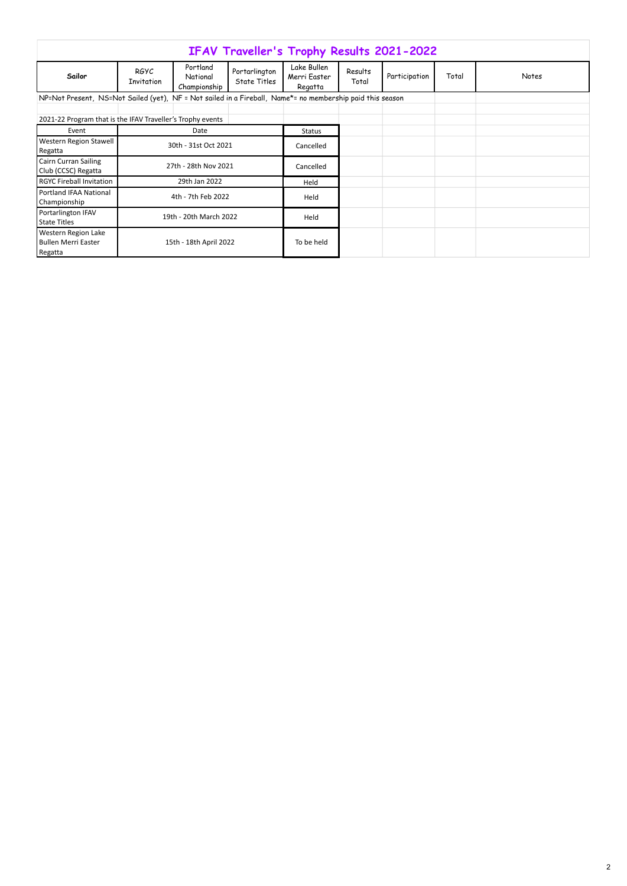# IFAV Traveller's Trophy Results 2021-2022

| Sailor | RGYC Invitation | Portland National Championship | Portarlington State Titles | Lake Bullen Merri Easter Regatta | Results Total | Participation | Total | Notes |
|---|---|---|---|---|---|---|---|---|

NP=Not Present, NS=Not Sailed (yet), NF = Not sailed in a Fireball, Name*= no membership paid this season

2021-22 Program that is the IFAV Traveller's Trophy events

| Event | Date | Status |
|---|---|---|
| Western Region Stawell Regatta | 30th - 31st Oct 2021 | Cancelled |
| Cairn Curran Sailing Club (CCSC) Regatta | 27th - 28th Nov 2021 | Cancelled |
| RGYC Fireball Invitation | 29th Jan 2022 | Held |
| Portland IFAA National Championship | 4th - 7th Feb 2022 | Held |
| Portarlington IFAV State Titles | 19th - 20th March 2022 | Held |
| Western Region Lake Bullen Merri Easter Regatta | 15th - 18th April 2022 | To be held |